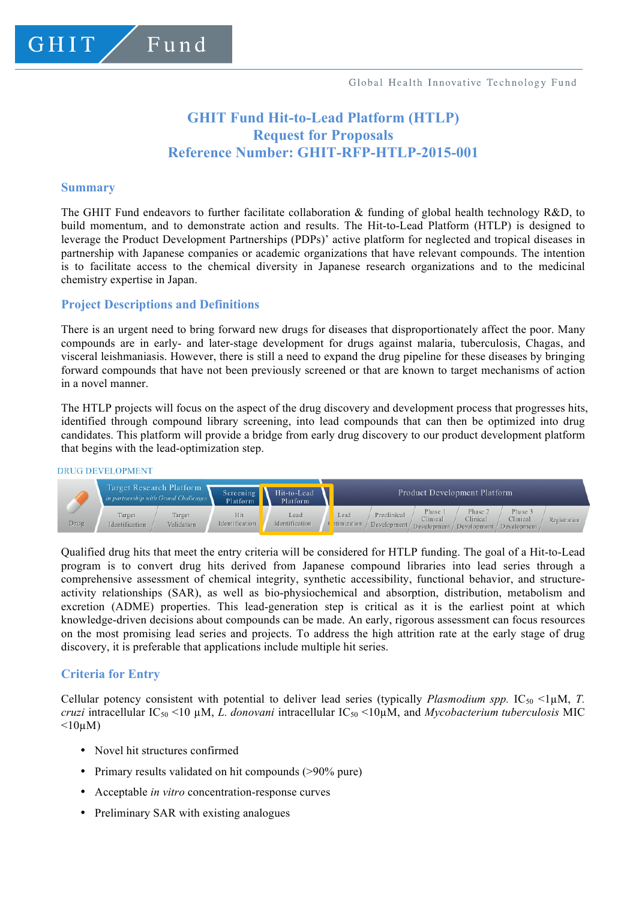GHIT Fund

Global Health Innovative Technology Fund

# GHIT Fund Hit-to-Lead Platform (HTLP)
# Request for Proposals
# Reference Number: GHIT-RFP-HTLP-2015-001

## Summary

The GHIT Fund endeavors to further facilitate collaboration & funding of global health technology R&D, to build momentum, and to demonstrate action and results. The Hit-to-Lead Platform (HTLP) is designed to leverage the Product Development Partnerships (PDPs)' active platform for neglected and tropical diseases in partnership with Japanese companies or academic organizations that have relevant compounds. The intention is to facilitate access to the chemical diversity in Japanese research organizations and to the medicinal chemistry expertise in Japan.

## Project Descriptions and Definitions

There is an urgent need to bring forward new drugs for diseases that disproportionately affect the poor. Many compounds are in early- and later-stage development for drugs against malaria, tuberculosis, Chagas, and visceral leishmaniasis. However, there is still a need to expand the drug pipeline for these diseases by bringing forward compounds that have not been previously screened or that are known to target mechanisms of action in a novel manner.

The HTLP projects will focus on the aspect of the drug discovery and development process that progresses hits, identified through compound library screening, into lead compounds that can then be optimized into drug candidates. This platform will provide a bridge from early drug discovery to our product development platform that begins with the lead-optimization step.

DRUG DEVELOPMENT

| Drug | Target Research Platform *in partnership with Grand Challenges* | | Screening Platform | Hit-to-Lead Platform | Product Development Platform | | | | | |
|---|---|---|---|---|---|---|---|---|---|---|
| | Target Identification | Target Validation | Hit Identification | Lead Identification | Lead Optimization | Preclinical Development | Phase 1 Clinical Development | Phase 2 Clinical Development | Phase 3 Clinical Development | Registration |

Qualified drug hits that meet the entry criteria will be considered for HTLP funding. The goal of a Hit-to-Lead program is to convert drug hits derived from Japanese compound libraries into lead series through a comprehensive assessment of chemical integrity, synthetic accessibility, functional behavior, and structure-activity relationships (SAR), as well as bio-physiochemical and absorption, distribution, metabolism and excretion (ADME) properties. This lead-generation step is critical as it is the earliest point at which knowledge-driven decisions about compounds can be made. An early, rigorous assessment can focus resources on the most promising lead series and projects. To address the high attrition rate at the early stage of drug discovery, it is preferable that applications include multiple hit series.

## Criteria for Entry

Cellular potency consistent with potential to deliver lead series (typically *Plasmodium spp.* $IC_{50}$ <1μM, *T. cruzi* intracellular $IC_{50}$ <10 μM, *L. donovani* intracellular $IC_{50}$ <10μM, and *Mycobacterium tuberculosis* MIC <10μM)

- Novel hit structures confirmed
- Primary results validated on hit compounds (>90% pure)
- Acceptable *in vitro* concentration-response curves
- Preliminary SAR with existing analogues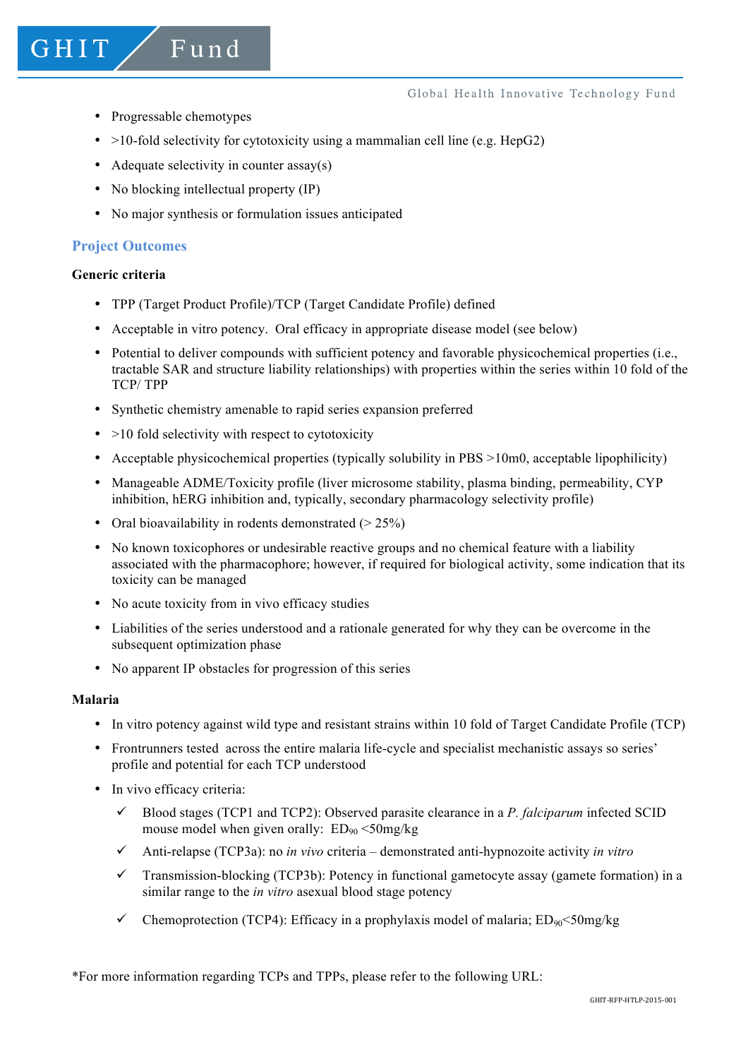- Progressable chemotypes
- >10-fold selectivity for cytotoxicity using a mammalian cell line (e.g. HepG2)
- Adequate selectivity in counter assay(s)
- No blocking intellectual property (IP)
- No major synthesis or formulation issues anticipated

## Project Outcomes

**Generic criteria**

- TPP (Target Product Profile)/TCP (Target Candidate Profile) defined
- Acceptable in vitro potency. Oral efficacy in appropriate disease model (see below)
- Potential to deliver compounds with sufficient potency and favorable physicochemical properties (i.e., tractable SAR and structure liability relationships) with properties within the series within 10 fold of the TCP/ TPP
- Synthetic chemistry amenable to rapid series expansion preferred
- >10 fold selectivity with respect to cytotoxicity
- Acceptable physicochemical properties (typically solubility in PBS >10m0, acceptable lipophilicity)
- Manageable ADME/Toxicity profile (liver microsome stability, plasma binding, permeability, CYP inhibition, hERG inhibition and, typically, secondary pharmacology selectivity profile)
- Oral bioavailability in rodents demonstrated (> 25%)
- No known toxicophores or undesirable reactive groups and no chemical feature with a liability associated with the pharmacophore; however, if required for biological activity, some indication that its toxicity can be managed
- No acute toxicity from in vivo efficacy studies
- Liabilities of the series understood and a rationale generated for why they can be overcome in the subsequent optimization phase
- No apparent IP obstacles for progression of this series

**Malaria**

- In vitro potency against wild type and resistant strains within 10 fold of Target Candidate Profile (TCP)
- Frontrunners tested across the entire malaria life-cycle and specialist mechanistic assays so series' profile and potential for each TCP understood
- In vivo efficacy criteria:
  - ✓ Blood stages (TCP1 and TCP2): Observed parasite clearance in a *P. falciparum* infected SCID mouse model when given orally: $ED_{90}$ <50mg/kg
  - ✓ Anti-relapse (TCP3a): no *in vivo* criteria – demonstrated anti-hypnozoite activity *in vitro*
  - ✓ Transmission-blocking (TCP3b): Potency in functional gametocyte assay (gamete formation) in a similar range to the *in vitro* asexual blood stage potency
  - ✓ Chemoprotection (TCP4): Efficacy in a prophylaxis model of malaria; $ED_{90}$<50mg/kg

*For more information regarding TCPs and TPPs, please refer to the following URL:

GHIT-RFP-HTLP-2015-001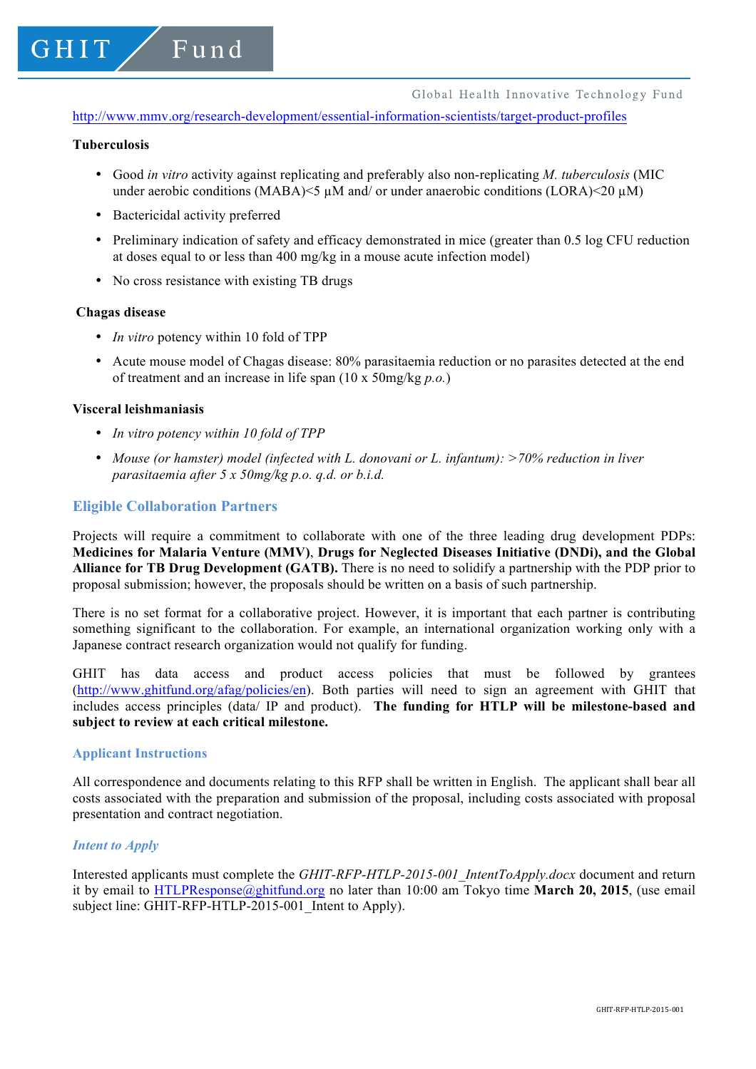http://www.mmv.org/research-development/essential-information-scientists/target-product-profiles

**Tuberculosis**

- Good *in vitro* activity against replicating and preferably also non-replicating *M. tuberculosis* (MIC under aerobic conditions (MABA)<5 µM and/ or under anaerobic conditions (LORA)<20 µM)
- Bactericidal activity preferred
- Preliminary indication of safety and efficacy demonstrated in mice (greater than 0.5 log CFU reduction at doses equal to or less than 400 mg/kg in a mouse acute infection model)
- No cross resistance with existing TB drugs

**Chagas disease**

- *In vitro* potency within 10 fold of TPP
- Acute mouse model of Chagas disease: 80% parasitaemia reduction or no parasites detected at the end of treatment and an increase in life span (10 x 50mg/kg *p.o.*)

**Visceral leishmaniasis**

- *In vitro potency within 10 fold of TPP*
- *Mouse (or hamster) model (infected with L. donovani or L. infantum): >70% reduction in liver parasitaemia after 5 x 50mg/kg p.o. q.d. or b.i.d.*

## Eligible Collaboration Partners

Projects will require a commitment to collaborate with one of the three leading drug development PDPs: **Medicines for Malaria Venture (MMV)**, **Drugs for Neglected Diseases Initiative (DNDi), and the Global Alliance for TB Drug Development (GATB).** There is no need to solidify a partnership with the PDP prior to proposal submission; however, the proposals should be written on a basis of such partnership.

There is no set format for a collaborative project. However, it is important that each partner is contributing something significant to the collaboration. For example, an international organization working only with a Japanese contract research organization would not qualify for funding.

GHIT has data access and product access policies that must be followed by grantees (http://www.ghitfund.org/afag/policies/en). Both parties will need to sign an agreement with GHIT that includes access principles (data/ IP and product). **The funding for HTLP will be milestone-based and subject to review at each critical milestone.**

### Applicant Instructions

All correspondence and documents relating to this RFP shall be written in English. The applicant shall bear all costs associated with the preparation and submission of the proposal, including costs associated with proposal presentation and contract negotiation.

#### *Intent to Apply*

Interested applicants must complete the *GHIT-RFP-HTLP-2015-001_IntentToApply.docx* document and return it by email to HTLPResponse@ghitfund.org no later than 10:00 am Tokyo time **March 20, 2015**, (use email subject line: GHIT-RFP-HTLP-2015-001_Intent to Apply).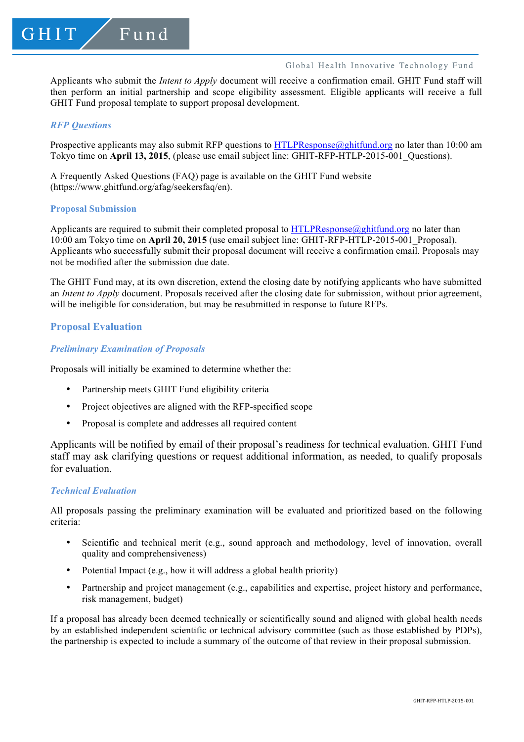Applicants who submit the *Intent to Apply* document will receive a confirmation email. GHIT Fund staff will then perform an initial partnership and scope eligibility assessment. Eligible applicants will receive a full GHIT Fund proposal template to support proposal development.

### *RFP Questions*

Prospective applicants may also submit RFP questions to HTLPResponse@ghitfund.org no later than 10:00 am Tokyo time on **April 13, 2015**, (please use email subject line: GHIT-RFP-HTLP-2015-001_Questions).

A Frequently Asked Questions (FAQ) page is available on the GHIT Fund website (https://www.ghitfund.org/afag/seekersfaq/en).

### Proposal Submission

Applicants are required to submit their completed proposal to HTLPResponse@ghitfund.org no later than 10:00 am Tokyo time on **April 20, 2015** (use email subject line: GHIT-RFP-HTLP-2015-001_Proposal). Applicants who successfully submit their proposal document will receive a confirmation email. Proposals may not be modified after the submission due date.

The GHIT Fund may, at its own discretion, extend the closing date by notifying applicants who have submitted an *Intent to Apply* document. Proposals received after the closing date for submission, without prior agreement, will be ineligible for consideration, but may be resubmitted in response to future RFPs.

## Proposal Evaluation

### *Preliminary Examination of Proposals*

Proposals will initially be examined to determine whether the:

- Partnership meets GHIT Fund eligibility criteria
- Project objectives are aligned with the RFP-specified scope
- Proposal is complete and addresses all required content

Applicants will be notified by email of their proposal's readiness for technical evaluation. GHIT Fund staff may ask clarifying questions or request additional information, as needed, to qualify proposals for evaluation.

### *Technical Evaluation*

All proposals passing the preliminary examination will be evaluated and prioritized based on the following criteria:

- Scientific and technical merit (e.g., sound approach and methodology, level of innovation, overall quality and comprehensiveness)
- Potential Impact (e.g., how it will address a global health priority)
- Partnership and project management (e.g., capabilities and expertise, project history and performance, risk management, budget)

If a proposal has already been deemed technically or scientifically sound and aligned with global health needs by an established independent scientific or technical advisory committee (such as those established by PDPs), the partnership is expected to include a summary of the outcome of that review in their proposal submission.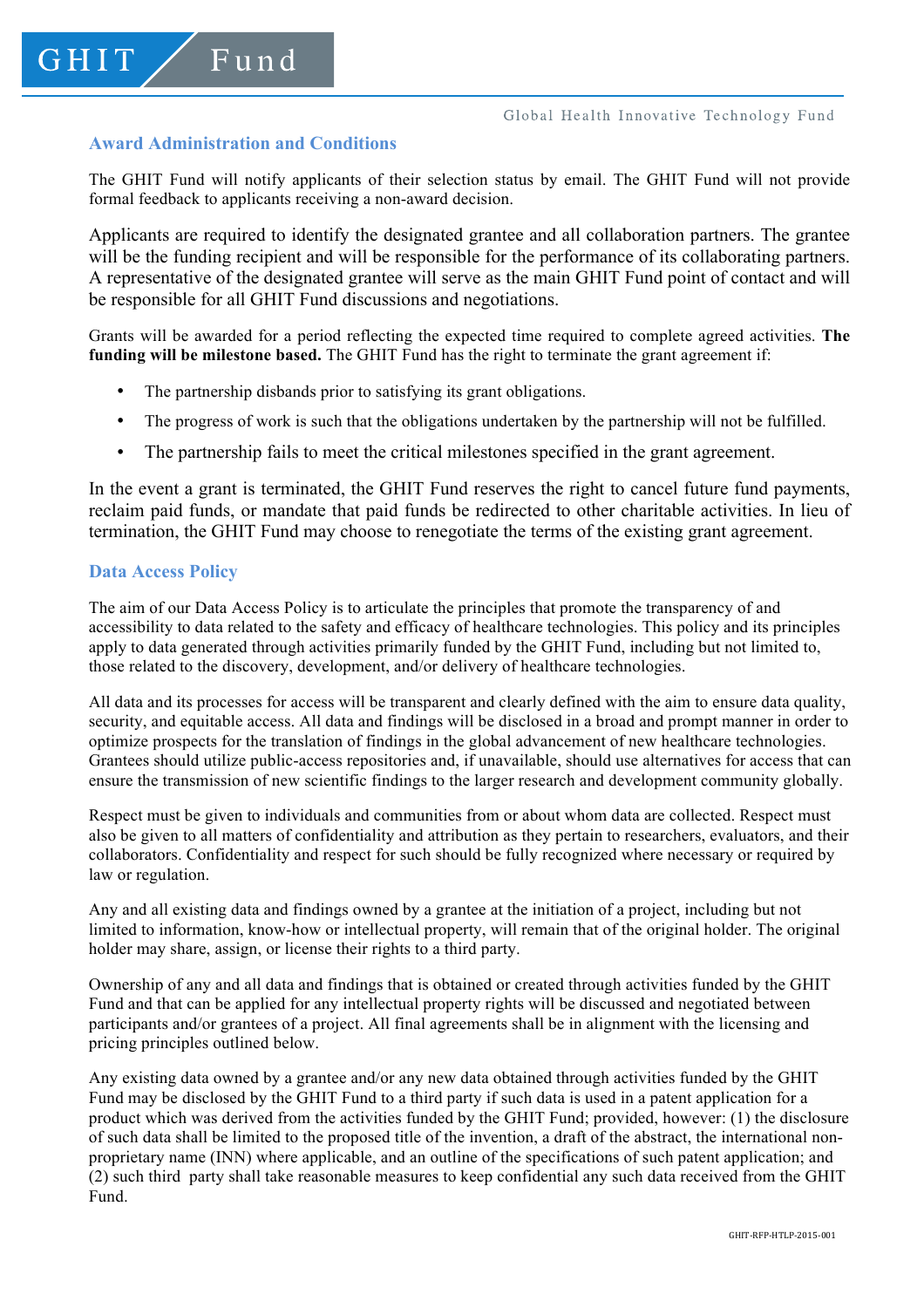## Award Administration and Conditions

The GHIT Fund will notify applicants of their selection status by email. The GHIT Fund will not provide formal feedback to applicants receiving a non-award decision.

Applicants are required to identify the designated grantee and all collaboration partners. The grantee will be the funding recipient and will be responsible for the performance of its collaborating partners. A representative of the designated grantee will serve as the main GHIT Fund point of contact and will be responsible for all GHIT Fund discussions and negotiations.

Grants will be awarded for a period reflecting the expected time required to complete agreed activities. **The funding will be milestone based.** The GHIT Fund has the right to terminate the grant agreement if:

- The partnership disbands prior to satisfying its grant obligations.
- The progress of work is such that the obligations undertaken by the partnership will not be fulfilled.
- The partnership fails to meet the critical milestones specified in the grant agreement.

In the event a grant is terminated, the GHIT Fund reserves the right to cancel future fund payments, reclaim paid funds, or mandate that paid funds be redirected to other charitable activities. In lieu of termination, the GHIT Fund may choose to renegotiate the terms of the existing grant agreement.

## Data Access Policy

The aim of our Data Access Policy is to articulate the principles that promote the transparency of and accessibility to data related to the safety and efficacy of healthcare technologies. This policy and its principles apply to data generated through activities primarily funded by the GHIT Fund, including but not limited to, those related to the discovery, development, and/or delivery of healthcare technologies.

All data and its processes for access will be transparent and clearly defined with the aim to ensure data quality, security, and equitable access. All data and findings will be disclosed in a broad and prompt manner in order to optimize prospects for the translation of findings in the global advancement of new healthcare technologies. Grantees should utilize public-access repositories and, if unavailable, should use alternatives for access that can ensure the transmission of new scientific findings to the larger research and development community globally.

Respect must be given to individuals and communities from or about whom data are collected. Respect must also be given to all matters of confidentiality and attribution as they pertain to researchers, evaluators, and their collaborators. Confidentiality and respect for such should be fully recognized where necessary or required by law or regulation.

Any and all existing data and findings owned by a grantee at the initiation of a project, including but not limited to information, know-how or intellectual property, will remain that of the original holder. The original holder may share, assign, or license their rights to a third party.

Ownership of any and all data and findings that is obtained or created through activities funded by the GHIT Fund and that can be applied for any intellectual property rights will be discussed and negotiated between participants and/or grantees of a project. All final agreements shall be in alignment with the licensing and pricing principles outlined below.

Any existing data owned by a grantee and/or any new data obtained through activities funded by the GHIT Fund may be disclosed by the GHIT Fund to a third party if such data is used in a patent application for a product which was derived from the activities funded by the GHIT Fund; provided, however: (1) the disclosure of such data shall be limited to the proposed title of the invention, a draft of the abstract, the international non-proprietary name (INN) where applicable, and an outline of the specifications of such patent application; and (2) such third party shall take reasonable measures to keep confidential any such data received from the GHIT Fund.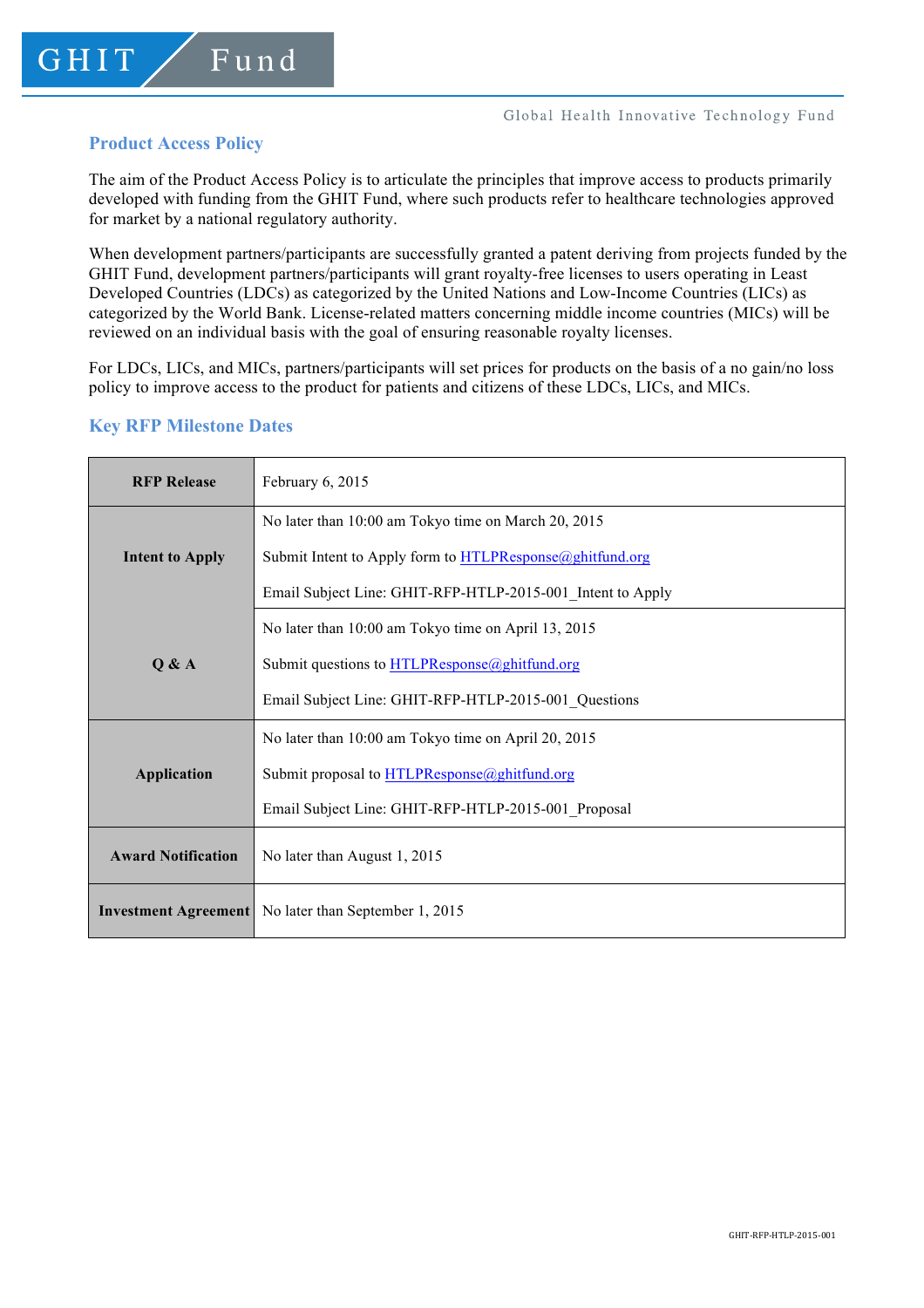## Product Access Policy

The aim of the Product Access Policy is to articulate the principles that improve access to products primarily developed with funding from the GHIT Fund, where such products refer to healthcare technologies approved for market by a national regulatory authority.

When development partners/participants are successfully granted a patent deriving from projects funded by the GHIT Fund, development partners/participants will grant royalty-free licenses to users operating in Least Developed Countries (LDCs) as categorized by the United Nations and Low-Income Countries (LICs) as categorized by the World Bank. License-related matters concerning middle income countries (MICs) will be reviewed on an individual basis with the goal of ensuring reasonable royalty licenses.

For LDCs, LICs, and MICs, partners/participants will set prices for products on the basis of a no gain/no loss policy to improve access to the product for patients and citizens of these LDCs, LICs, and MICs.

## Key RFP Milestone Dates

| | |
|---|---|
| **RFP Release** | February 6, 2015 |
| **Intent to Apply** | No later than 10:00 am Tokyo time on March 20, 2015<br><br>Submit Intent to Apply form to HTLPResponse@ghitfund.org<br><br>Email Subject Line: GHIT-RFP-HTLP-2015-001_Intent to Apply |
| **Q & A** | No later than 10:00 am Tokyo time on April 13, 2015<br><br>Submit questions to HTLPResponse@ghitfund.org<br><br>Email Subject Line: GHIT-RFP-HTLP-2015-001_Questions |
| **Application** | No later than 10:00 am Tokyo time on April 20, 2015<br><br>Submit proposal to HTLPResponse@ghitfund.org<br><br>Email Subject Line: GHIT-RFP-HTLP-2015-001_Proposal |
| **Award Notification** | No later than August 1, 2015 |
| **Investment Agreement** | No later than September 1, 2015 |